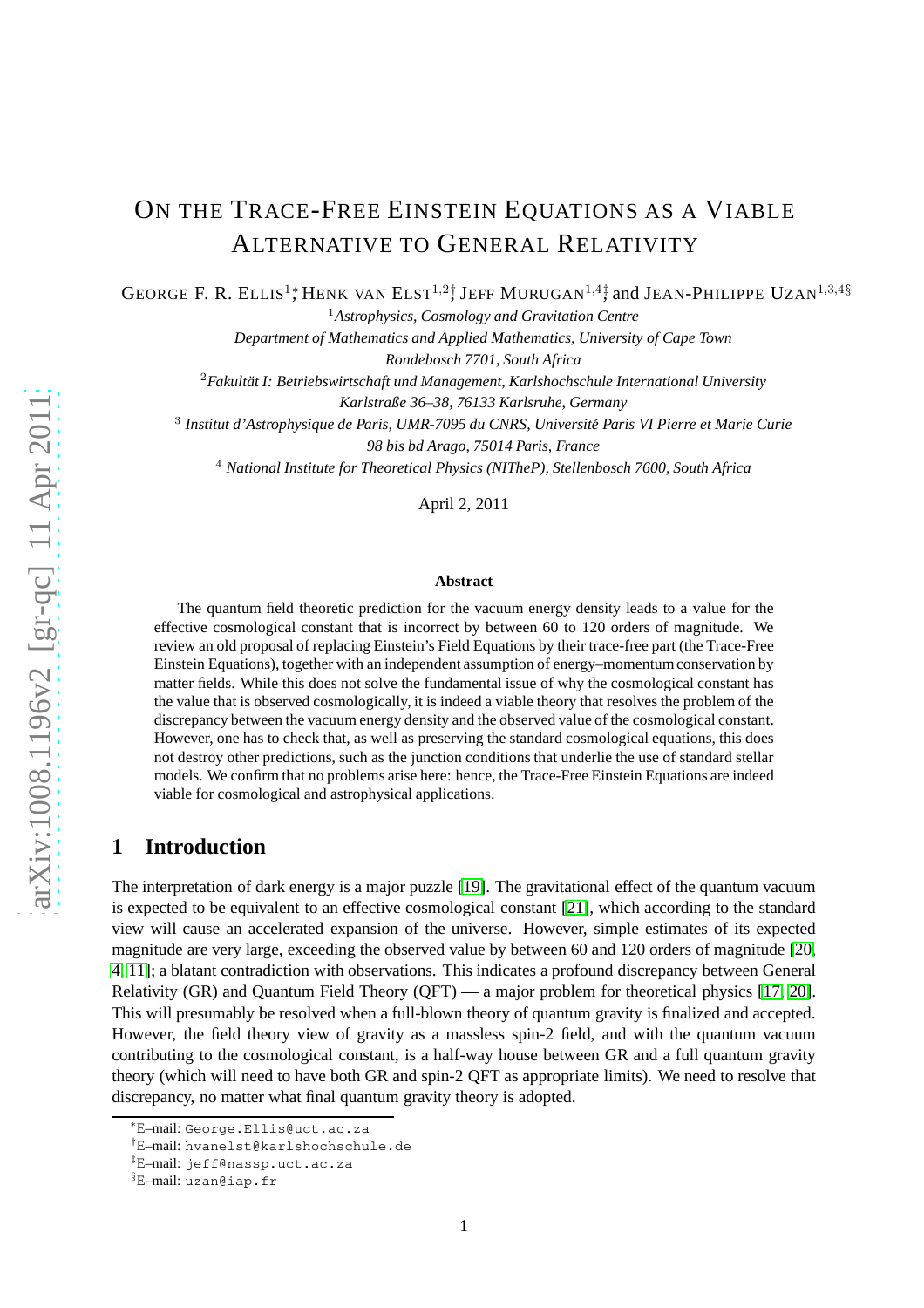# On the Trace-Free Einstein Equations as a Viable Alternative to General Relativity

George F. R. Ellis[1]*, Henk van Elst[1,2]†, Jeff Murugan[1,4]‡ and Jean-Philippe Uzan[1,3,4]§

[1] *Astrophysics, Cosmology and Gravitation Centre*
*Department of Mathematics and Applied Mathematics, University of Cape Town*
*Rondebosch 7701, South Africa*

[2] *Fakultät I: Betriebswirtschaft und Management, Karlshochschule International University*
*Karlstraße 36–38, 76133 Karlsruhe, Germany*

[3] *Institut d'Astrophysique de Paris, UMR-7095 du CNRS, Université Paris VI Pierre et Marie Curie*
*98 bis bd Arago, 75014 Paris, France*

[4] *National Institute for Theoretical Physics (NITheP), Stellenbosch 7600, South Africa*

April 2, 2011

**Abstract**

The quantum field theoretic prediction for the vacuum energy density leads to a value for the effective cosmological constant that is incorrect by between 60 to 120 orders of magnitude. We review an old proposal of replacing Einstein's Field Equations by their trace-free part (the Trace-Free Einstein Equations), together with an independent assumption of energy–momentum conservation by matter fields. While this does not solve the fundamental issue of why the cosmological constant has the value that is observed cosmologically, it is indeed a viable theory that resolves the problem of the discrepancy between the vacuum energy density and the observed value of the cosmological constant. However, one has to check that, as well as preserving the standard cosmological equations, this does not destroy other predictions, such as the junction conditions that underlie the use of standard stellar models. We confirm that no problems arise here: hence, the Trace-Free Einstein Equations are indeed viable for cosmological and astrophysical applications.

## 1 Introduction

The interpretation of dark energy is a major puzzle [19]. The gravitational effect of the quantum vacuum is expected to be equivalent to an effective cosmological constant [21], which according to the standard view will cause an accelerated expansion of the universe. However, simple estimates of its expected magnitude are very large, exceeding the observed value by between 60 and 120 orders of magnitude [20, 4, 11]; a blatant contradiction with observations. This indicates a profound discrepancy between General Relativity (GR) and Quantum Field Theory (QFT) — a major problem for theoretical physics [17, 20]. This will presumably be resolved when a full-blown theory of quantum gravity is finalized and accepted. However, the field theory view of gravity as a massless spin-2 field, and with the quantum vacuum contributing to the cosmological constant, is a half-way house between GR and a full quantum gravity theory (which will need to have both GR and spin-2 QFT as appropriate limits). We need to resolve that discrepancy, no matter what final quantum gravity theory is adopted.

*E–mail: George.Ellis@uct.ac.za

†E–mail: hvanelst@karlshochschule.de

‡E–mail: jeff@nassp.uct.ac.za

§E–mail: uzan@iap.fr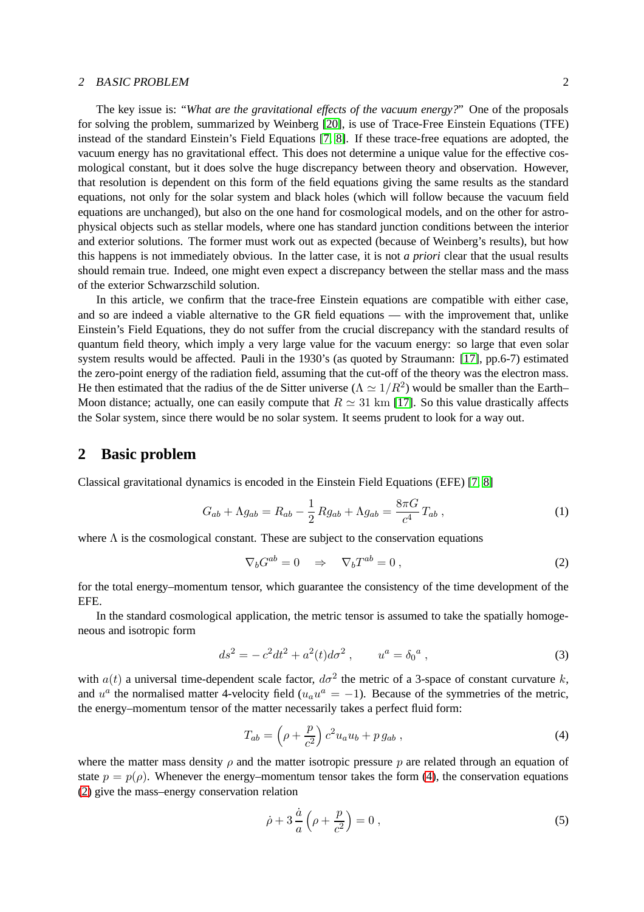The key issue is: "*What are the gravitational effects of the vacuum energy?*" One of the proposals for solving the problem, summarized by Weinberg [20], is use of Trace-Free Einstein Equations (TFE) instead of the standard Einstein's Field Equations [7, 8]. If these trace-free equations are adopted, the vacuum energy has no gravitational effect. This does not determine a unique value for the effective cosmological constant, but it does solve the huge discrepancy between theory and observation. However, that resolution is dependent on this form of the field equations giving the same results as the standard equations, not only for the solar system and black holes (which will follow because the vacuum field equations are unchanged), but also on the one hand for cosmological models, and on the other for astrophysical objects such as stellar models, where one has standard junction conditions between the interior and exterior solutions. The former must work out as expected (because of Weinberg's results), but how this happens is not immediately obvious. In the latter case, it is not *a priori* clear that the usual results should remain true. Indeed, one might even expect a discrepancy between the stellar mass and the mass of the exterior Schwarzschild solution.

In this article, we confirm that the trace-free Einstein equations are compatible with either case, and so are indeed a viable alternative to the GR field equations — with the improvement that, unlike Einstein's Field Equations, they do not suffer from the crucial discrepancy with the standard results of quantum field theory, which imply a very large value for the vacuum energy: so large that even solar system results would be affected. Pauli in the 1930's (as quoted by Straumann: [17], pp.6-7) estimated the zero-point energy of the radiation field, assuming that the cut-off of the theory was the electron mass. He then estimated that the radius of the de Sitter universe ($\Lambda \simeq 1/R^2$) would be smaller than the Earth–Moon distance; actually, one can easily compute that $R \simeq 31$ km [17]. So this value drastically affects the Solar system, since there would be no solar system. It seems prudent to look for a way out.

## 2 Basic problem

Classical gravitational dynamics is encoded in the Einstein Field Equations (EFE) [7, 8]

$$G_{ab} + \Lambda g_{ab} = R_{ab} - \frac{1}{2}\, R g_{ab} + \Lambda g_{ab} = \frac{8\pi G}{c^4}\, T_{ab}\,, \tag{1}$$

where $\Lambda$ is the cosmological constant. These are subject to the conservation equations

$$\nabla_b G^{ab} = 0 \quad \Rightarrow \quad \nabla_b T^{ab} = 0\,, \tag{2}$$

for the total energy–momentum tensor, which guarantee the consistency of the time development of the EFE.

In the standard cosmological application, the metric tensor is assumed to take the spatially homogeneous and isotropic form

$$ds^2 = -\,c^2 dt^2 + a^2(t) d\sigma^2\,, \qquad u^a = \delta_0{}^a\,, \tag{3}$$

with $a(t)$ a universal time-dependent scale factor, $d\sigma^2$ the metric of a 3-space of constant curvature $k$, and $u^a$ the normalised matter 4-velocity field ($u_a u^a = -1$). Because of the symmetries of the metric, the energy–momentum tensor of the matter necessarily takes a perfect fluid form:

$$T_{ab} = \left(\rho + \frac{p}{c^2}\right) c^2 u_a u_b + p\, g_{ab}\,, \tag{4}$$

where the matter mass density $\rho$ and the matter isotropic pressure $p$ are related through an equation of state $p = p(\rho)$. Whenever the energy–momentum tensor takes the form (4), the conservation equations (2) give the mass–energy conservation relation

$$\dot{\rho} + 3\,\frac{\dot{a}}{a}\left(\rho + \frac{p}{c^2}\right) = 0\,, \tag{5}$$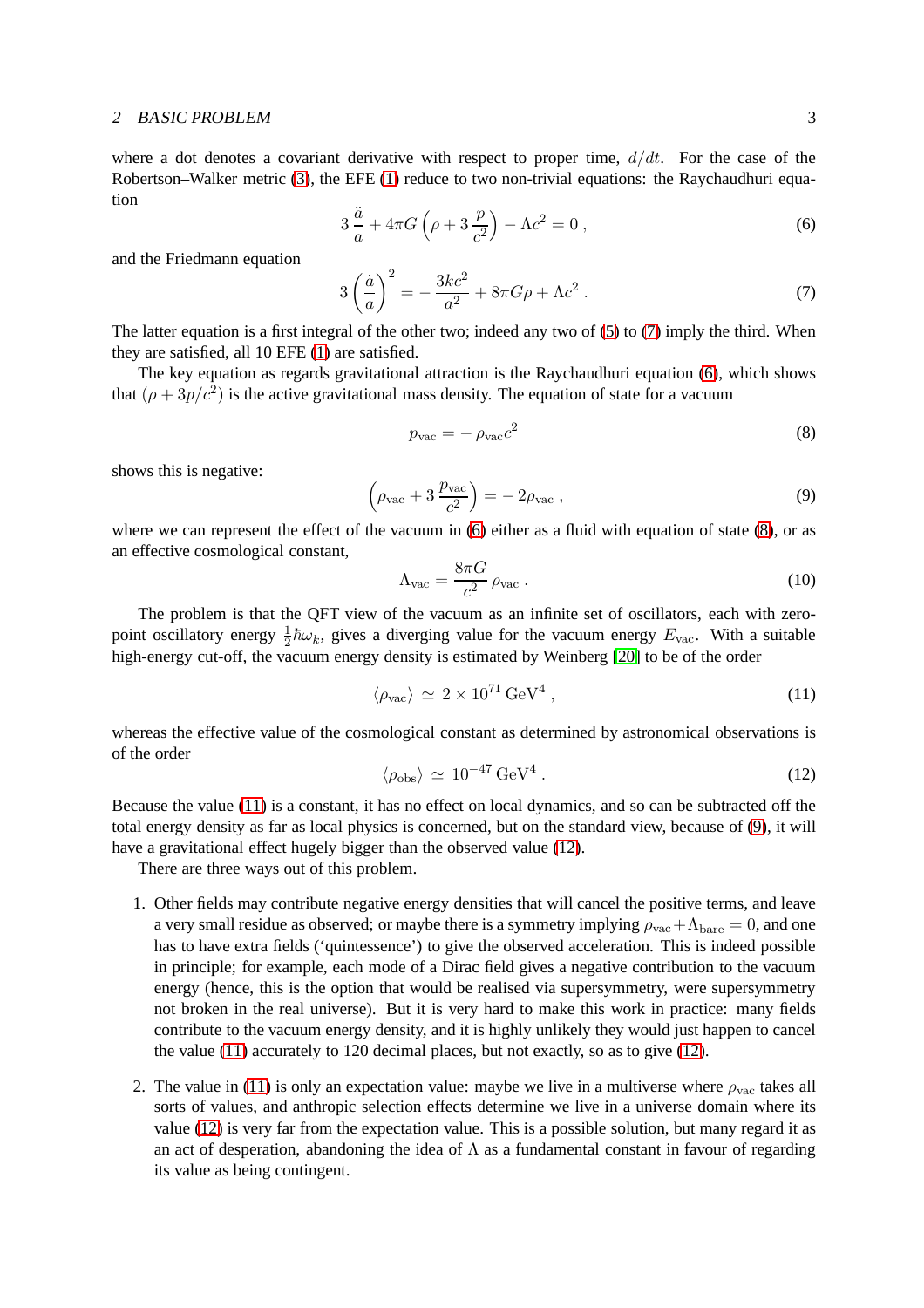where a dot denotes a covariant derivative with respect to proper time, $d/dt$. For the case of the Robertson–Walker metric (3), the EFE (1) reduce to two non-trivial equations: the Raychaudhuri equation

$$3\,\frac{\ddot{a}}{a} + 4\pi G\left(\rho + 3\,\frac{p}{c^2}\right) - \Lambda c^2 = 0\,, \tag{6}$$

and the Friedmann equation

$$3\left(\frac{\dot{a}}{a}\right)^2 = -\,\frac{3kc^2}{a^2} + 8\pi G\rho + \Lambda c^2\,. \tag{7}$$

The latter equation is a first integral of the other two; indeed any two of (5) to (7) imply the third. When they are satisfied, all 10 EFE (1) are satisfied.

The key equation as regards gravitational attraction is the Raychaudhuri equation (6), which shows that $(\rho + 3p/c^2)$ is the active gravitational mass density. The equation of state for a vacuum

$$p_{\rm vac} = -\,\rho_{\rm vac}c^2 \tag{8}$$

shows this is negative:

$$\left(\rho_{\rm vac} + 3\,\frac{p_{\rm vac}}{c^2}\right) = -\,2\rho_{\rm vac}\,, \tag{9}$$

where we can represent the effect of the vacuum in (6) either as a fluid with equation of state (8), or as an effective cosmological constant,

$$\Lambda_{\rm vac} = \frac{8\pi G}{c^2}\,\rho_{\rm vac}\,. \tag{10}$$

The problem is that the QFT view of the vacuum as an infinite set of oscillators, each with zero-point oscillatory energy $\frac{1}{2}\hbar\omega_k$, gives a diverging value for the vacuum energy $E_{\rm vac}$. With a suitable high-energy cut-off, the vacuum energy density is estimated by Weinberg [20] to be of the order

$$\langle\rho_{\rm vac}\rangle \simeq 2\times 10^{71}\,{\rm GeV}^4\,, \tag{11}$$

whereas the effective value of the cosmological constant as determined by astronomical observations is of the order

$$\langle\rho_{\rm obs}\rangle \simeq 10^{-47}\,{\rm GeV}^4\,. \tag{12}$$

Because the value (11) is a constant, it has no effect on local dynamics, and so can be subtracted off the total energy density as far as local physics is concerned, but on the standard view, because of (9), it will have a gravitational effect hugely bigger than the observed value (12).

There are three ways out of this problem.

1. Other fields may contribute negative energy densities that will cancel the positive terms, and leave a very small residue as observed; or maybe there is a symmetry implying $\rho_{\rm vac}+\Lambda_{\rm bare} = 0$, and one has to have extra fields ('quintessence') to give the observed acceleration. This is indeed possible in principle; for example, each mode of a Dirac field gives a negative contribution to the vacuum energy (hence, this is the option that would be realised via supersymmetry, were supersymmetry not broken in the real universe). But it is very hard to make this work in practice: many fields contribute to the vacuum energy density, and it is highly unlikely they would just happen to cancel the value (11) accurately to 120 decimal places, but not exactly, so as to give (12).

2. The value in (11) is only an expectation value: maybe we live in a multiverse where $\rho_{\rm vac}$ takes all sorts of values, and anthropic selection effects determine we live in a universe domain where its value (12) is very far from the expectation value. This is a possible solution, but many regard it as an act of desperation, abandoning the idea of $\Lambda$ as a fundamental constant in favour of regarding its value as being contingent.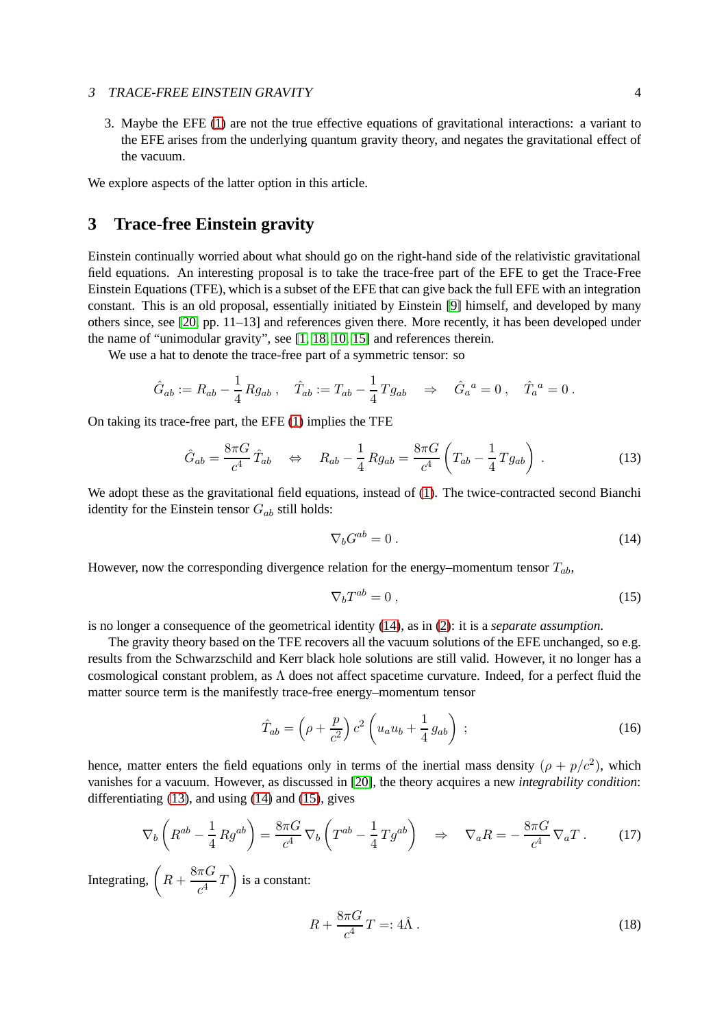3. Maybe the EFE (1) are not the true effective equations of gravitational interactions: a variant to the EFE arises from the underlying quantum gravity theory, and negates the gravitational effect of the vacuum.

We explore aspects of the latter option in this article.

## 3 Trace-free Einstein gravity

Einstein continually worried about what should go on the right-hand side of the relativistic gravitational field equations. An interesting proposal is to take the trace-free part of the EFE to get the Trace-Free Einstein Equations (TFE), which is a subset of the EFE that can give back the full EFE with an integration constant. This is an old proposal, essentially initiated by Einstein [9] himself, and developed by many others since, see [20, pp. 11–13] and references given there. More recently, it has been developed under the name of "unimodular gravity", see [1, 18, 10, 15] and references therein.

We use a hat to denote the trace-free part of a symmetric tensor: so

$$\hat{G}_{ab} := R_{ab} - \frac{1}{4}\,R g_{ab}\,, \quad \hat{T}_{ab} := T_{ab} - \frac{1}{4}\,T g_{ab} \quad \Rightarrow \quad \hat{G}_a{}^a = 0\,, \quad \hat{T}_a{}^a = 0\,.$$

On taking its trace-free part, the EFE (1) implies the TFE

$$\hat{G}_{ab} = \frac{8\pi G}{c^4}\,\hat{T}_{ab} \quad \Leftrightarrow \quad R_{ab} - \frac{1}{4}\,R g_{ab} = \frac{8\pi G}{c^4}\left(T_{ab} - \frac{1}{4}\,T g_{ab}\right)\,. \tag{13}$$

We adopt these as the gravitational field equations, instead of (1). The twice-contracted second Bianchi identity for the Einstein tensor $G_{ab}$ still holds:

$$\nabla_b G^{ab} = 0\,. \tag{14}$$

However, now the corresponding divergence relation for the energy–momentum tensor $T_{ab}$,

$$\nabla_b T^{ab} = 0\,, \tag{15}$$

is no longer a consequence of the geometrical identity (14), as in (2): it is a *separate assumption*.

The gravity theory based on the TFE recovers all the vacuum solutions of the EFE unchanged, so e.g. results from the Schwarzschild and Kerr black hole solutions are still valid. However, it no longer has a cosmological constant problem, as $\Lambda$ does not affect spacetime curvature. Indeed, for a perfect fluid the matter source term is the manifestly trace-free energy–momentum tensor

$$\hat{T}_{ab} = \left(\rho + \frac{p}{c^2}\right)c^2\left(u_a u_b + \frac{1}{4}\,g_{ab}\right)\,; \tag{16}$$

hence, matter enters the field equations only in terms of the inertial mass density $(\rho + p/c^2)$, which vanishes for a vacuum. However, as discussed in [20], the theory acquires a new *integrability condition*: differentiating (13), and using (14) and (15), gives

$$\nabla_b\left(R^{ab} - \frac{1}{4}\,R g^{ab}\right) = \frac{8\pi G}{c^4}\,\nabla_b\left(T^{ab} - \frac{1}{4}\,T g^{ab}\right) \quad \Rightarrow \quad \nabla_a R = -\,\frac{8\pi G}{c^4}\,\nabla_a T\,. \tag{17}$$

Integrating, $\left(R + \dfrac{8\pi G}{c^4}\,T\right)$ is a constant:

$$R + \frac{8\pi G}{c^4}\,T =: 4\hat{\Lambda}\,. \tag{18}$$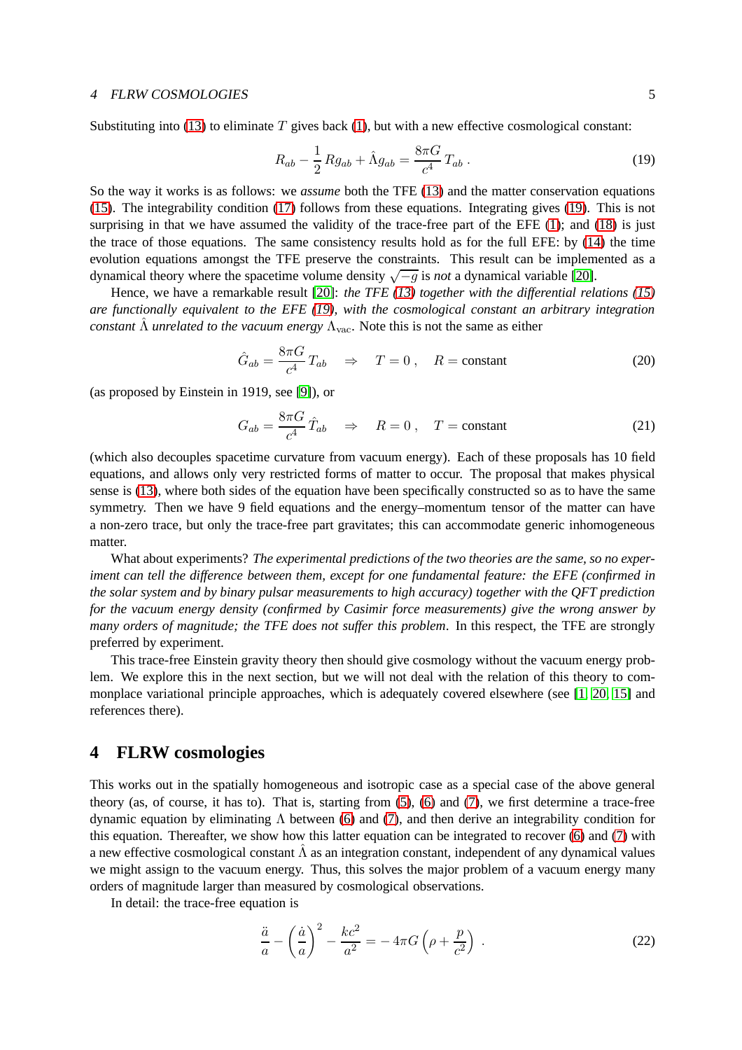Substituting into (13) to eliminate $T$ gives back (1), but with a new effective cosmological constant:

$$R_{ab} - \frac{1}{2} R g_{ab} + \hat{\Lambda} g_{ab} = \frac{8\pi G}{c^4} T_{ab} \, . \tag{19}$$

So the way it works is as follows: we *assume* both the TFE (13) and the matter conservation equations (15). The integrability condition (17) follows from these equations. Integrating gives (19). This is not surprising in that we have assumed the validity of the trace-free part of the EFE (1); and (18) is just the trace of those equations. The same consistency results hold as for the full EFE: by (14) the time evolution equations amongst the TFE preserve the constraints. This result can be implemented as a dynamical theory where the spacetime volume density $\sqrt{-g}$ is *not* a dynamical variable [20].

Hence, we have a remarkable result [20]: *the TFE (13) together with the differential relations (15) are functionally equivalent to the EFE (19), with the cosmological constant an arbitrary integration constant* $\hat{\Lambda}$ *unrelated to the vacuum energy* $\Lambda_{\text{vac}}$. Note this is not the same as either

$$\hat{G}_{ab} = \frac{8\pi G}{c^4} T_{ab} \quad \Rightarrow \quad T = 0 \, , \quad R = \text{constant} \tag{20}$$

(as proposed by Einstein in 1919, see [9]), or

$$G_{ab} = \frac{8\pi G}{c^4} \hat{T}_{ab} \quad \Rightarrow \quad R = 0 \, , \quad T = \text{constant} \tag{21}$$

(which also decouples spacetime curvature from vacuum energy). Each of these proposals has 10 field equations, and allows only very restricted forms of matter to occur. The proposal that makes physical sense is (13), where both sides of the equation have been specifically constructed so as to have the same symmetry. Then we have 9 field equations and the energy–momentum tensor of the matter can have a non-zero trace, but only the trace-free part gravitates; this can accommodate generic inhomogeneous matter.

What about experiments? *The experimental predictions of the two theories are the same, so no experiment can tell the difference between them, except for one fundamental feature: the EFE (confirmed in the solar system and by binary pulsar measurements to high accuracy) together with the QFT prediction for the vacuum energy density (confirmed by Casimir force measurements) give the wrong answer by many orders of magnitude; the TFE does not suffer this problem*. In this respect, the TFE are strongly preferred by experiment.

This trace-free Einstein gravity theory then should give cosmology without the vacuum energy problem. We explore this in the next section, but we will not deal with the relation of this theory to commonplace variational principle approaches, which is adequately covered elsewhere (see [1, 20, 15] and references there).

## 4 FLRW cosmologies

This works out in the spatially homogeneous and isotropic case as a special case of the above general theory (as, of course, it has to). That is, starting from (5), (6) and (7), we first determine a trace-free dynamic equation by eliminating $\Lambda$ between (6) and (7), and then derive an integrability condition for this equation. Thereafter, we show how this latter equation can be integrated to recover (6) and (7) with a new effective cosmological constant $\hat{\Lambda}$ as an integration constant, independent of any dynamical values we might assign to the vacuum energy. Thus, this solves the major problem of a vacuum energy many orders of magnitude larger than measured by cosmological observations.

In detail: the trace-free equation is

$$\frac{\ddot{a}}{a} - \left(\frac{\dot{a}}{a}\right)^2 - \frac{kc^2}{a^2} = -\,4\pi G \left(\rho + \frac{p}{c^2}\right) \, . \tag{22}$$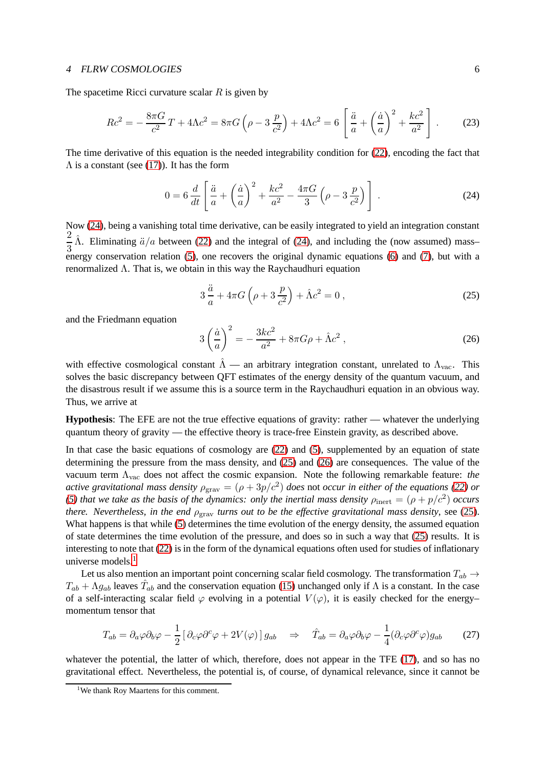The spacetime Ricci curvature scalar $R$ is given by

$$Rc^2 = -\frac{8\pi G}{c^2}T + 4\Lambda c^2 = 8\pi G\left(\rho - 3\,\frac{p}{c^2}\right) + 4\Lambda c^2 = 6\left[\frac{\ddot{a}}{a} + \left(\frac{\dot{a}}{a}\right)^2 + \frac{kc^2}{a^2}\right]. \tag{23}$$

The time derivative of this equation is the needed integrability condition for (22), encoding the fact that $\Lambda$ is a constant (see (17)). It has the form

$$0 = 6\,\frac{d}{dt}\left[\frac{\ddot{a}}{a} + \left(\frac{\dot{a}}{a}\right)^2 + \frac{kc^2}{a^2} - \frac{4\pi G}{3}\left(\rho - 3\,\frac{p}{c^2}\right)\right]. \tag{24}$$

Now (24), being a vanishing total time derivative, can be easily integrated to yield an integration constant $\frac{2}{3}\hat{\Lambda}$. Eliminating $\ddot{a}/a$ between (22) and the integral of (24), and including the (now assumed) mass–energy conservation relation (5), one recovers the original dynamic equations (6) and (7), but with a renormalized $\Lambda$. That is, we obtain in this way the Raychaudhuri equation

$$3\,\frac{\ddot{a}}{a} + 4\pi G\left(\rho + 3\,\frac{p}{c^2}\right) + \hat{\Lambda}c^2 = 0\,, \tag{25}$$

and the Friedmann equation

$$3\left(\frac{\dot{a}}{a}\right)^2 = -\frac{3kc^2}{a^2} + 8\pi G\rho + \hat{\Lambda}c^2\,, \tag{26}$$

with effective cosmological constant $\hat{\Lambda}$ — an arbitrary integration constant, unrelated to $\Lambda_{\rm vac}$. This solves the basic discrepancy between QFT estimates of the energy density of the quantum vacuum, and the disastrous result if we assume this is a source term in the Raychaudhuri equation in an obvious way. Thus, we arrive at

**Hypothesis**: The EFE are not the true effective equations of gravity: rather — whatever the underlying quantum theory of gravity — the effective theory is trace-free Einstein gravity, as described above.

In that case the basic equations of cosmology are (22) and (5), supplemented by an equation of state determining the pressure from the mass density, and (25) and (26) are consequences. The value of the vacuum term $\Lambda_{\rm vac}$ does not affect the cosmic expansion. Note the following remarkable feature: *the active gravitational mass density $\rho_{\rm grav} = (\rho + 3p/c^2)$ does* not *occur in either of the equations (22) or (5) that we take as the basis of the dynamics: only the inertial mass density $\rho_{\rm inert} = (\rho + p/c^2)$ occurs there. Nevertheless, in the end $\rho_{\rm grav}$ turns out to be the effective gravitational mass density*, see (25). What happens is that while (5) determines the time evolution of the energy density, the assumed equation of state determines the time evolution of the pressure, and does so in such a way that (25) results. It is interesting to note that (22) is in the form of the dynamical equations often used for studies of inflationary universe models.[1]

Let us also mention an important point concerning scalar field cosmology. The transformation $T_{ab} \rightarrow T_{ab} + \Lambda g_{ab}$ leaves $\hat{T}_{ab}$ and the conservation equation (15) unchanged only if $\Lambda$ is a constant. In the case of a self-interacting scalar field $\varphi$ evolving in a potential $V(\varphi)$, it is easily checked for the energy–momentum tensor that

$$T_{ab} = \partial_a\varphi\partial_b\varphi - \frac{1}{2}\left[\,\partial_c\varphi\partial^c\varphi + 2V(\varphi)\,\right]g_{ab} \quad \Rightarrow \quad \hat{T}_{ab} = \partial_a\varphi\partial_b\varphi - \frac{1}{4}(\partial_c\varphi\partial^c\varphi)g_{ab} \tag{27}$$

whatever the potential, the latter of which, therefore, does not appear in the TFE (17), and so has no gravitational effect. Nevertheless, the potential is, of course, of dynamical relevance, since it cannot be

[1] We thank Roy Maartens for this comment.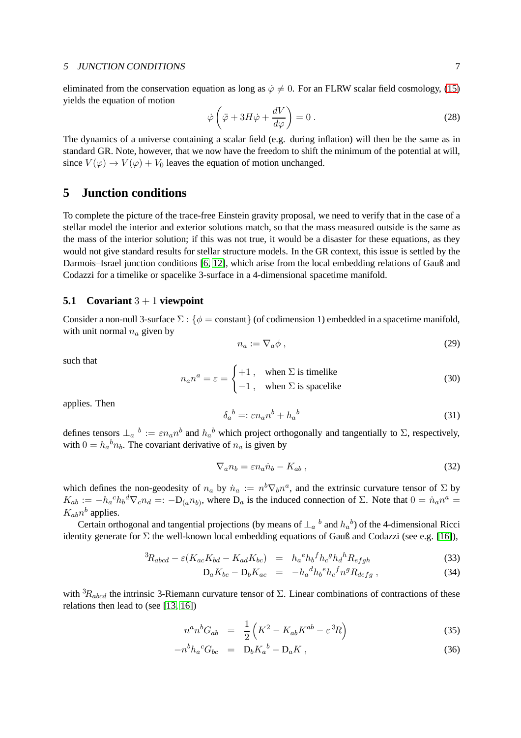eliminated from the conservation equation as long as $\dot{\varphi} \neq 0$. For an FLRW scalar field cosmology, (15) yields the equation of motion

$$\dot{\varphi}\left(\ddot{\varphi} + 3H\dot{\varphi} + \frac{dV}{d\varphi}\right) = 0 \, . \tag{28}$$

The dynamics of a universe containing a scalar field (e.g. during inflation) will then be the same as in standard GR. Note, however, that we now have the freedom to shift the minimum of the potential at will, since $V(\varphi) \to V(\varphi) + V_0$ leaves the equation of motion unchanged.

# 5 Junction conditions

To complete the picture of the trace-free Einstein gravity proposal, we need to verify that in the case of a stellar model the interior and exterior solutions match, so that the mass measured outside is the same as the mass of the interior solution; if this was not true, it would be a disaster for these equations, as they would not give standard results for stellar structure models. In the GR context, this issue is settled by the Darmois–Israel junction conditions [6, 12], which arise from the local embedding relations of Gauß and Codazzi for a timelike or spacelike 3-surface in a 4-dimensional spacetime manifold.

## 5.1 Covariant $3+1$ viewpoint

Consider a non-null 3-surface $\Sigma : \{\phi = \text{constant}\}$ (of codimension 1) embedded in a spacetime manifold, with unit normal $n_a$ given by

$$n_a := \nabla_a \phi \, , \tag{29}$$

such that

$$n_a n^a = \varepsilon = \begin{cases} +1 \, , & \text{when } \Sigma \text{ is timelike} \\ -1 \, , & \text{when } \Sigma \text{ is spacelike} \end{cases} \tag{30}$$

applies. Then

$$\delta_a{}^b =: \varepsilon n_a n^b + h_a{}^b \tag{31}$$

defines tensors $\perp_a{}^b := \varepsilon n_a n^b$ and $h_a{}^b$ which project orthogonally and tangentially to $\Sigma$, respectively, with $0 = h_a{}^b n_b$. The covariant derivative of $n_a$ is given by

$$\nabla_a n_b = \varepsilon n_a \dot{n}_b - K_{ab} \, , \tag{32}$$

which defines the non-geodesity of $n_a$ by $\dot{n}_a := n^b \nabla_b n^a$, and the extrinsic curvature tensor of $\Sigma$ by $K_{ab} := -h_a{}^c h_b{}^d \nabla_c n_d =: -\mathrm{D}_{(a} n_{b)}$, where $\mathrm{D}_a$ is the induced connection of $\Sigma$. Note that $0 = \dot{n}_a n^a = K_{ab} n^b$ applies.

Certain orthogonal and tangential projections (by means of $\perp_a{}^b$ and $h_a{}^b$) of the 4-dimensional Ricci identity generate for $\Sigma$ the well-known local embedding equations of Gauß and Codazzi (see e.g. [16]),

$$\begin{aligned} {}^3R_{abcd} - \varepsilon(K_{ac}K_{bd} - K_{ad}K_{bc}) &= h_a{}^e h_b{}^f h_c{}^g h_d{}^h R_{efgh} & (33) \\ \mathrm{D}_a K_{bc} - \mathrm{D}_b K_{ac} &= -h_a{}^d h_b{}^e h_c{}^f n^g R_{defg} \, , & (34) \end{aligned}$$

with ${}^3R_{abcd}$ the intrinsic 3-Riemann curvature tensor of $\Sigma$. Linear combinations of contractions of these relations then lead to (see [13, 16])

$$\begin{aligned} n^a n^b G_{ab} &= \frac{1}{2}\left(K^2 - K_{ab}K^{ab} - \varepsilon\, {}^3R\right) & (35) \\ -n^b h_a{}^c G_{bc} &= \mathrm{D}_b K_a{}^b - \mathrm{D}_a K \, , & (36) \end{aligned}$$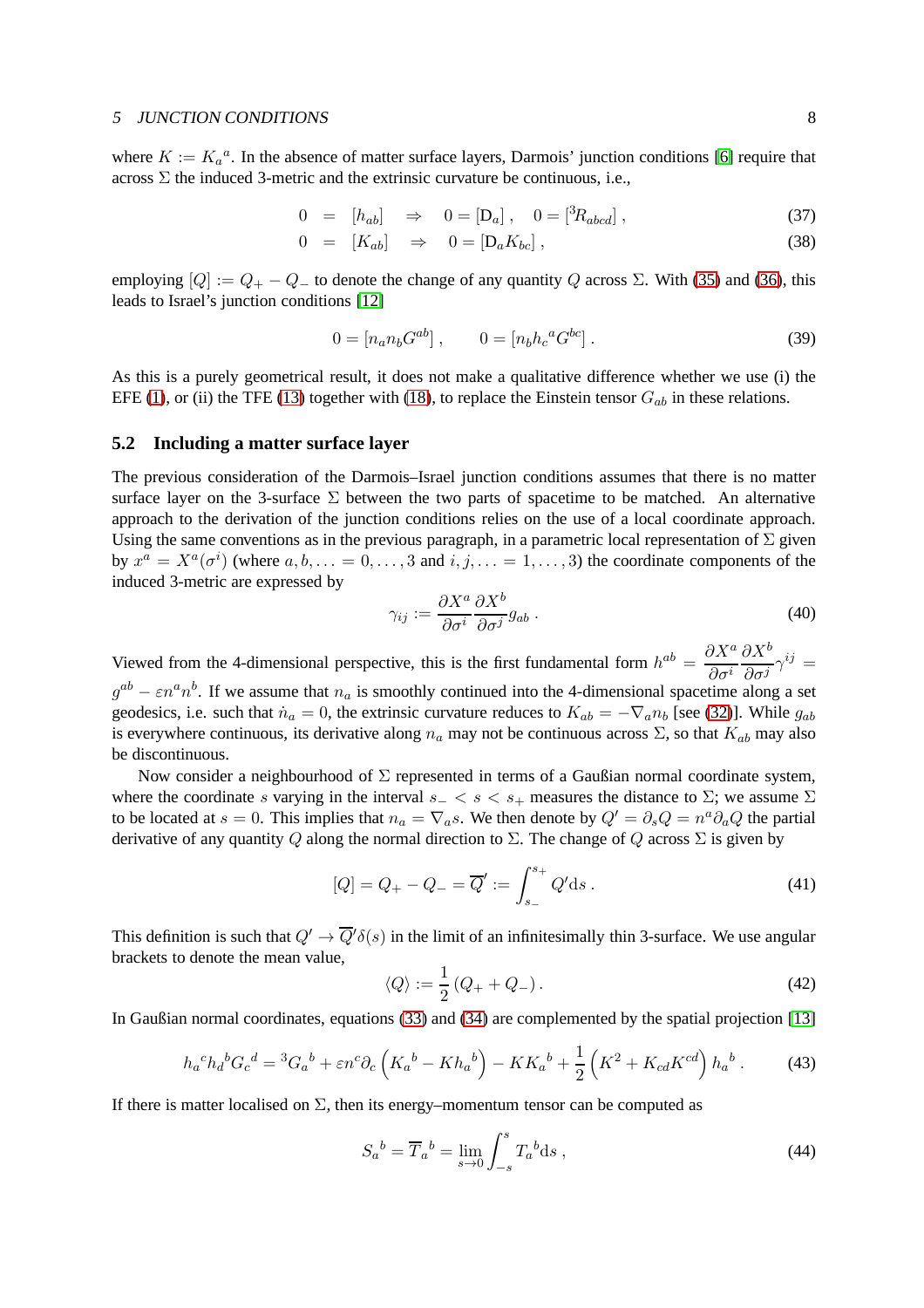where $K := K_a{}^a$. In the absence of matter surface layers, Darmois' junction conditions [6] require that across $\Sigma$ the induced 3-metric and the extrinsic curvature be continuous, i.e.,

$$0 \;=\; [h_{ab}] \quad\Rightarrow\quad 0 = [\mathrm{D}_a]\,, \quad 0 = [{}^3\!R_{abcd}]\,, \tag{37}$$

$$0 \;=\; [K_{ab}] \quad\Rightarrow\quad 0 = [\mathrm{D}_a K_{bc}]\,, \tag{38}$$

employing $[Q] := Q_+ - Q_-$ to denote the change of any quantity $Q$ across $\Sigma$. With (35) and (36), this leads to Israel's junction conditions [12]

$$0 = [n_a n_b G^{ab}]\,, \qquad 0 = [n_b h_c{}^a G^{bc}]\,. \tag{39}$$

As this is a purely geometrical result, it does not make a qualitative difference whether we use (i) the EFE (1), or (ii) the TFE (13) together with (18), to replace the Einstein tensor $G_{ab}$ in these relations.

## 5.2 Including a matter surface layer

The previous consideration of the Darmois–Israel junction conditions assumes that there is no matter surface layer on the 3-surface $\Sigma$ between the two parts of spacetime to be matched. An alternative approach to the derivation of the junction conditions relies on the use of a local coordinate approach. Using the same conventions as in the previous paragraph, in a parametric local representation of $\Sigma$ given by $x^a = X^a(\sigma^i)$ (where $a, b, \ldots = 0, \ldots, 3$ and $i, j, \ldots = 1, \ldots, 3$) the coordinate components of the induced 3-metric are expressed by

$$\gamma_{ij} := \frac{\partial X^a}{\partial \sigma^i}\frac{\partial X^b}{\partial \sigma^j}g_{ab}\,. \tag{40}$$

Viewed from the 4-dimensional perspective, this is the first fundamental form $h^{ab} = \dfrac{\partial X^a}{\partial \sigma^i}\dfrac{\partial X^b}{\partial \sigma^j}\gamma^{ij} = g^{ab} - \varepsilon n^a n^b$. If we assume that $n_a$ is smoothly continued into the 4-dimensional spacetime along a set geodesics, i.e. such that $\dot{n}_a = 0$, the extrinsic curvature reduces to $K_{ab} = -\nabla_a n_b$ [see (32)]. While $g_{ab}$ is everywhere continuous, its derivative along $n_a$ may not be continuous across $\Sigma$, so that $K_{ab}$ may also be discontinuous.

Now consider a neighbourhood of $\Sigma$ represented in terms of a Gaußian normal coordinate system, where the coordinate $s$ varying in the interval $s_- < s < s_+$ measures the distance to $\Sigma$; we assume $\Sigma$ to be located at $s = 0$. This implies that $n_a = \nabla_a s$. We then denote by $Q' = \partial_s Q = n^a \partial_a Q$ the partial derivative of any quantity $Q$ along the normal direction to $\Sigma$. The change of $Q$ across $\Sigma$ is given by

$$[Q] = Q_+ - Q_- = \overline{Q}' := \int_{s_-}^{s_+} Q' \mathrm{d}s\,. \tag{41}$$

This definition is such that $Q' \to \overline{Q}'\delta(s)$ in the limit of an infinitesimally thin 3-surface. We use angular brackets to denote the mean value,

$$\langle Q\rangle := \frac{1}{2}\left(Q_+ + Q_-\right). \tag{42}$$

In Gaußian normal coordinates, equations (33) and (34) are complemented by the spatial projection [13]

$$h_a{}^c h_d{}^b G_c{}^d = {}^3G_a{}^b + \varepsilon n^c \partial_c\left(K_a{}^b - K h_a{}^b\right) - K K_a{}^b + \frac{1}{2}\left(K^2 + K_{cd}K^{cd}\right)h_a{}^b\,. \tag{43}$$

If there is matter localised on $\Sigma$, then its energy–momentum tensor can be computed as

$$S_a{}^b = \overline{T}_a{}^b = \lim_{s\to 0}\int_{-s}^{s} T_a{}^b \mathrm{d}s\,, \tag{44}$$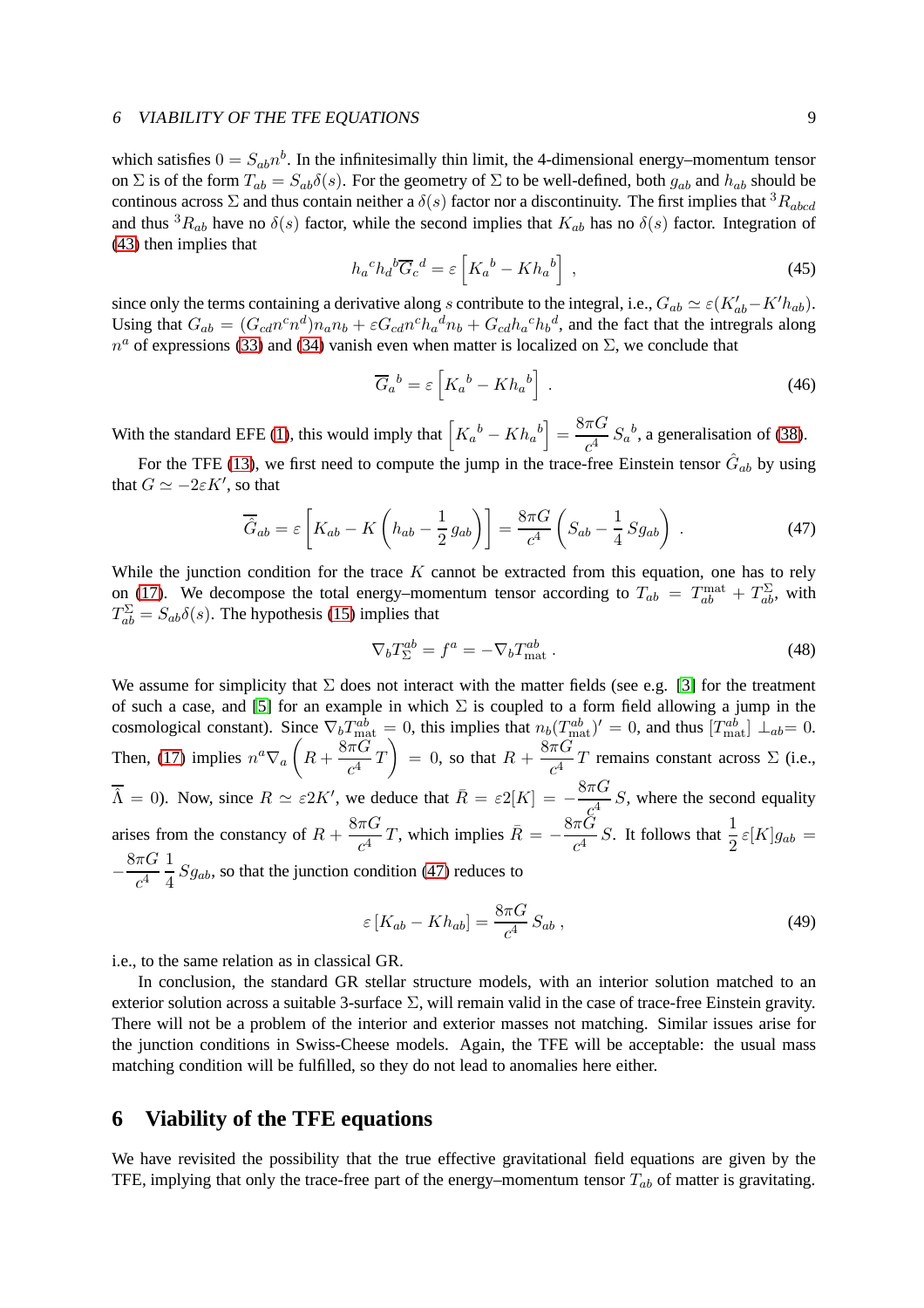which satisfies $0 = S_{ab}n^b$. In the infinitesimally thin limit, the 4-dimensional energy–momentum tensor on $\Sigma$ is of the form $T_{ab} = S_{ab}\delta(s)$. For the geometry of $\Sigma$ to be well-defined, both $g_{ab}$ and $h_{ab}$ should be continous across $\Sigma$ and thus contain neither a $\delta(s)$ factor nor a discontinuity. The first implies that ${}^3R_{abcd}$ and thus ${}^3R_{ab}$ have no $\delta(s)$ factor, while the second implies that $K_{ab}$ has no $\delta(s)$ factor. Integration of (43) then implies that

$$h_a{}^c h_d{}^b \overline{G}_c{}^d = \varepsilon \left[ K_a{}^b - K h_a{}^b \right] \; , \tag{45}$$

since only the terms containing a derivative along $s$ contribute to the integral, i.e., $G_{ab} \simeq \varepsilon(K'_{ab} - K' h_{ab})$. Using that $G_{ab} = (G_{cd}n^c n^d) n_a n_b + \varepsilon G_{cd} n^c h_a{}^d n_b + G_{cd} h_a{}^c h_b{}^d$, and the fact that the intregrals along $n^a$ of expressions (33) and (34) vanish even when matter is localized on $\Sigma$, we conclude that

$$\overline{G}_a{}^b = \varepsilon \left[ K_a{}^b - K h_a{}^b \right] \; . \tag{46}$$

With the standard EFE (1), this would imply that $\left[ K_a{}^b - K h_a{}^b \right] = \dfrac{8\pi G}{c^4}\, S_a{}^b$, a generalisation of (38).

For the TFE (13), we first need to compute the jump in the trace-free Einstein tensor $\hat{G}_{ab}$ by using that $G \simeq -2\varepsilon K'$, so that

$$\overline{\hat{G}}_{ab} = \varepsilon \left[ K_{ab} - K \left( h_{ab} - \frac{1}{2}\, g_{ab} \right) \right] = \frac{8\pi G}{c^4} \left( S_{ab} - \frac{1}{4}\, S g_{ab} \right) \; . \tag{47}$$

While the junction condition for the trace $K$ cannot be extracted from this equation, one has to rely on (17). We decompose the total energy–momentum tensor according to $T_{ab} = T^{\rm mat}_{ab} + T^{\Sigma}_{ab}$, with $T^{\Sigma}_{ab} = S_{ab}\delta(s)$. The hypothesis (15) implies that

$$\nabla_b T^{ab}_{\Sigma} = f^a = -\nabla_b T^{ab}_{\rm mat} \; . \tag{48}$$

We assume for simplicity that $\Sigma$ does not interact with the matter fields (see e.g. [3] for the treatment of such a case, and [5] for an example in which $\Sigma$ is coupled to a form field allowing a jump in the cosmological constant). Since $\nabla_b T^{ab}_{\rm mat} = 0$, this implies that $n_b (T^{ab}_{\rm mat})' = 0$, and thus $[T^{ab}_{\rm mat}] \perp_{ab} = 0$. Then, (17) implies $n^a \nabla_a \left( R + \dfrac{8\pi G}{c^4}\, T \right) = 0$, so that $R + \dfrac{8\pi G}{c^4}\, T$ remains constant across $\Sigma$ (i.e., $\overline{\Lambda} = 0$). Now, since $R \simeq \varepsilon 2K'$, we deduce that $\bar{R} = \varepsilon 2[K] = -\dfrac{8\pi G}{c^4}\, S$, where the second equality arises from the constancy of $R + \dfrac{8\pi G}{c^4}\, T$, which implies $\bar{R} = -\dfrac{8\pi G}{c^4}\, S$. It follows that $\dfrac{1}{2}\, \varepsilon [K] g_{ab} = -\dfrac{8\pi G}{c^4}\, \dfrac{1}{4}\, S g_{ab}$, so that the junction condition (47) reduces to

$$\varepsilon \left[ K_{ab} - K h_{ab} \right] = \frac{8\pi G}{c^4}\, S_{ab} \; , \tag{49}$$

i.e., to the same relation as in classical GR.

In conclusion, the standard GR stellar structure models, with an interior solution matched to an exterior solution across a suitable 3-surface $\Sigma$, will remain valid in the case of trace-free Einstein gravity. There will not be a problem of the interior and exterior masses not matching. Similar issues arise for the junction conditions in Swiss-Cheese models. Again, the TFE will be acceptable: the usual mass matching condition will be fulfilled, so they do not lead to anomalies here either.

## 6 Viability of the TFE equations

We have revisited the possibility that the true effective gravitational field equations are given by the TFE, implying that only the trace-free part of the energy–momentum tensor $T_{ab}$ of matter is gravitating.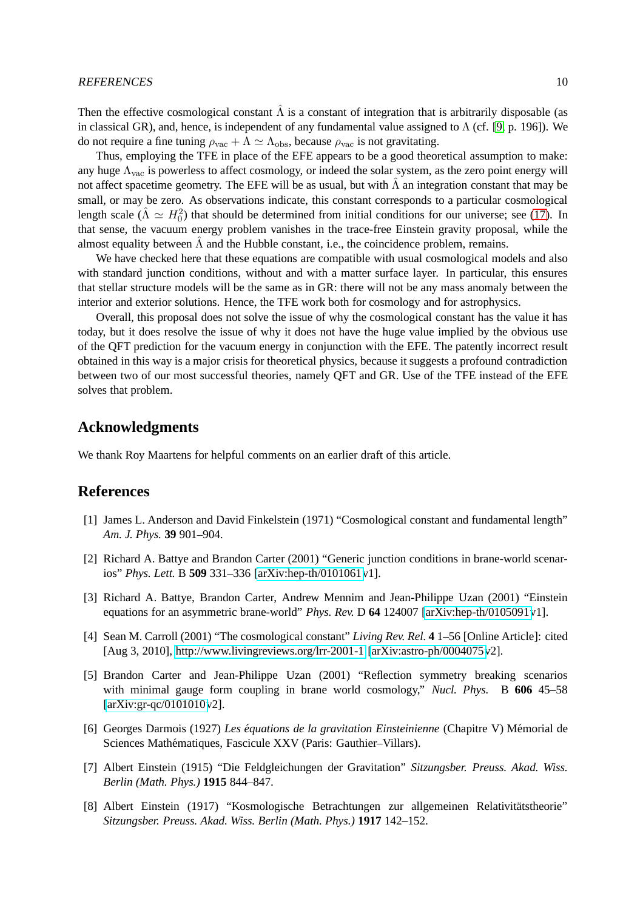Then the effective cosmological constant $\hat{\Lambda}$ is a constant of integration that is arbitrarily disposable (as in classical GR), and, hence, is independent of any fundamental value assigned to $\Lambda$ (cf. [9, p. 196]). We do not require a fine tuning $\rho_{\rm vac} + \Lambda \simeq \Lambda_{\rm obs}$, because $\rho_{\rm vac}$ is not gravitating.

Thus, employing the TFE in place of the EFE appears to be a good theoretical assumption to make: any huge $\Lambda_{\rm vac}$ is powerless to affect cosmology, or indeed the solar system, as the zero point energy will not affect spacetime geometry. The EFE will be as usual, but with $\hat{\Lambda}$ an integration constant that may be small, or may be zero. As observations indicate, this constant corresponds to a particular cosmological length scale ($\hat{\Lambda} \simeq H_0^2$) that should be determined from initial conditions for our universe; see (17). In that sense, the vacuum energy problem vanishes in the trace-free Einstein gravity proposal, while the almost equality between $\hat{\Lambda}$ and the Hubble constant, i.e., the coincidence problem, remains.

We have checked here that these equations are compatible with usual cosmological models and also with standard junction conditions, without and with a matter surface layer. In particular, this ensures that stellar structure models will be the same as in GR: there will not be any mass anomaly between the interior and exterior solutions. Hence, the TFE work both for cosmology and for astrophysics.

Overall, this proposal does not solve the issue of why the cosmological constant has the value it has today, but it does resolve the issue of why it does not have the huge value implied by the obvious use of the QFT prediction for the vacuum energy in conjunction with the EFE. The patently incorrect result obtained in this way is a major crisis for theoretical physics, because it suggests a profound contradiction between two of our most successful theories, namely QFT and GR. Use of the TFE instead of the EFE solves that problem.

## Acknowledgments

We thank Roy Maartens for helpful comments on an earlier draft of this article.

## References

[1] James L. Anderson and David Finkelstein (1971) "Cosmological constant and fundamental length" *Am. J. Phys.* **39** 901–904.

[2] Richard A. Battye and Brandon Carter (2001) "Generic junction conditions in brane-world scenarios" *Phys. Lett.* B **509** 331–336 [arXiv:hep-th/0101061v1].

[3] Richard A. Battye, Brandon Carter, Andrew Mennim and Jean-Philippe Uzan (2001) "Einstein equations for an asymmetric brane-world" *Phys. Rev.* D **64** 124007 [arXiv:hep-th/0105091v1].

[4] Sean M. Carroll (2001) "The cosmological constant" *Living Rev. Rel.* **4** 1–56 [Online Article]: cited [Aug 3, 2010], http://www.livingreviews.org/lrr-2001-1 [arXiv:astro-ph/0004075v2].

[5] Brandon Carter and Jean-Philippe Uzan (2001) "Reflection symmetry breaking scenarios with minimal gauge form coupling in brane world cosmology," *Nucl. Phys.* B **606** 45–58 [arXiv:gr-qc/0101010v2].

[6] Georges Darmois (1927) *Les équations de la gravitation Einsteinienne* (Chapitre V) Mémorial de Sciences Mathématiques, Fascicule XXV (Paris: Gauthier–Villars).

[7] Albert Einstein (1915) "Die Feldgleichungen der Gravitation" *Sitzungsber. Preuss. Akad. Wiss. Berlin (Math. Phys.)* **1915** 844–847.

[8] Albert Einstein (1917) "Kosmologische Betrachtungen zur allgemeinen Relativitätstheorie" *Sitzungsber. Preuss. Akad. Wiss. Berlin (Math. Phys.)* **1917** 142–152.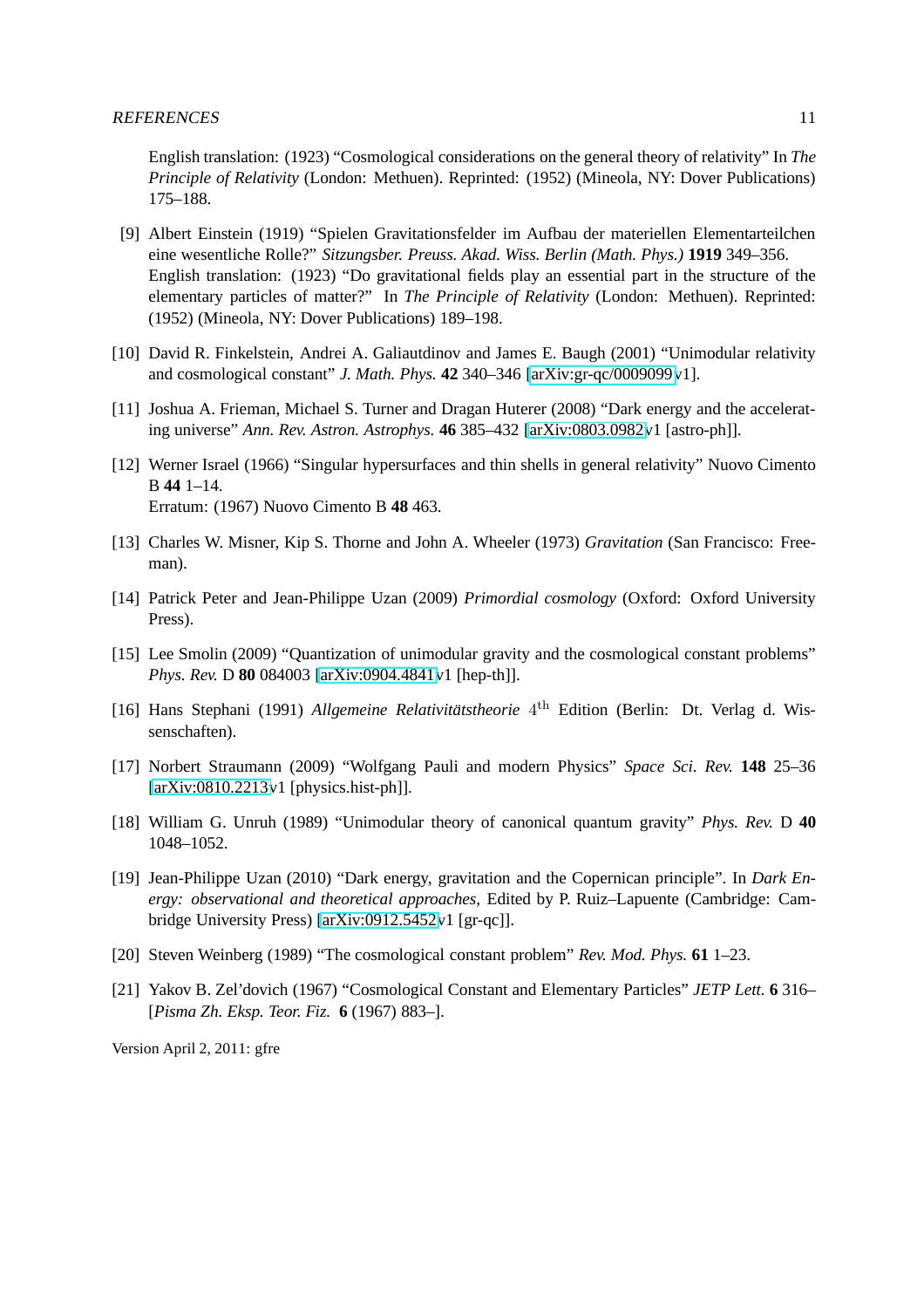English translation: (1923) "Cosmological considerations on the general theory of relativity" In *The Principle of Relativity* (London: Methuen). Reprinted: (1952) (Mineola, NY: Dover Publications) 175–188.

[9] Albert Einstein (1919) "Spielen Gravitationsfelder im Aufbau der materiellen Elementarteilchen eine wesentliche Rolle?" *Sitzungsber. Preuss. Akad. Wiss. Berlin (Math. Phys.)* **1919** 349–356.
English translation: (1923) "Do gravitational fields play an essential part in the structure of the elementary particles of matter?" In *The Principle of Relativity* (London: Methuen). Reprinted: (1952) (Mineola, NY: Dover Publications) 189–198.

[10] David R. Finkelstein, Andrei A. Galiautdinov and James E. Baugh (2001) "Unimodular relativity and cosmological constant" *J. Math. Phys.* **42** 340–346 [arXiv:gr-qc/0009099v1].

[11] Joshua A. Frieman, Michael S. Turner and Dragan Huterer (2008) "Dark energy and the accelerating universe" *Ann. Rev. Astron. Astrophys.* **46** 385–432 [arXiv:0803.0982v1 [astro-ph]].

[12] Werner Israel (1966) "Singular hypersurfaces and thin shells in general relativity" Nuovo Cimento B **44** 1–14.
Erratum: (1967) Nuovo Cimento B **48** 463.

[13] Charles W. Misner, Kip S. Thorne and John A. Wheeler (1973) *Gravitation* (San Francisco: Freeman).

[14] Patrick Peter and Jean-Philippe Uzan (2009) *Primordial cosmology* (Oxford: Oxford University Press).

[15] Lee Smolin (2009) "Quantization of unimodular gravity and the cosmological constant problems" *Phys. Rev.* D **80** 084003 [arXiv:0904.4841v1 [hep-th]].

[16] Hans Stephani (1991) *Allgemeine Relativitätstheorie* $4^{\text{th}}$ Edition (Berlin: Dt. Verlag d. Wissenschaften).

[17] Norbert Straumann (2009) "Wolfgang Pauli and modern Physics" *Space Sci. Rev.* **148** 25–36 [arXiv:0810.2213v1 [physics.hist-ph]].

[18] William G. Unruh (1989) "Unimodular theory of canonical quantum gravity" *Phys. Rev.* D **40** 1048–1052.

[19] Jean-Philippe Uzan (2010) "Dark energy, gravitation and the Copernican principle". In *Dark Energy: observational and theoretical approaches*, Edited by P. Ruiz–Lapuente (Cambridge: Cambridge University Press) [arXiv:0912.5452v1 [gr-qc]].

[20] Steven Weinberg (1989) "The cosmological constant problem" *Rev. Mod. Phys.* **61** 1–23.

[21] Yakov B. Zel'dovich (1967) "Cosmological Constant and Elementary Particles" *JETP Lett.* **6** 316–[*Pisma Zh. Eksp. Teor. Fiz.* **6** (1967) 883–].

Version April 2, 2011: gfre